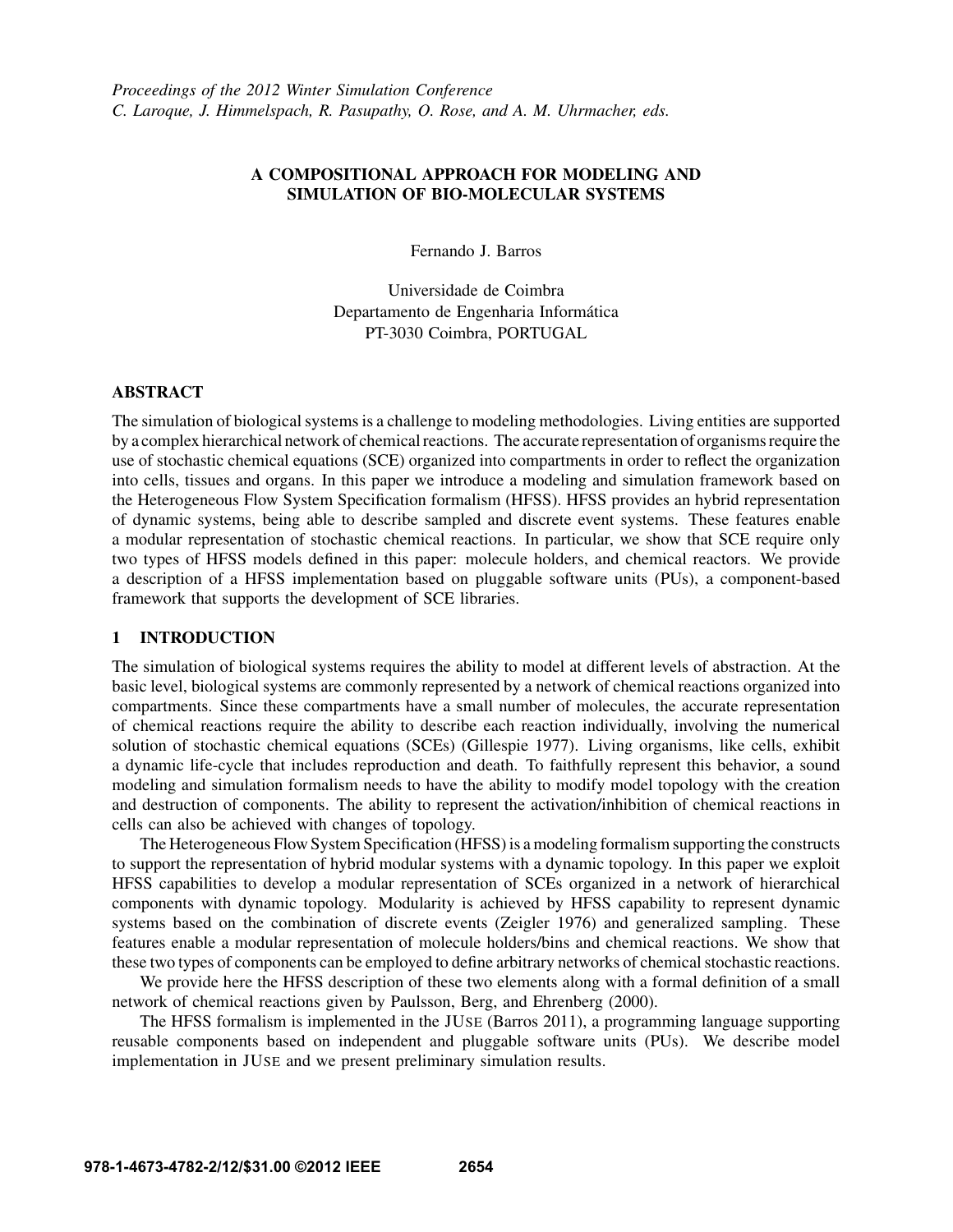*Proceedings of the 2012 Winter Simulation Conference*
*C. Laroque, J. Himmelspach, R. Pasupathy, O. Rose, and A. M. Uhrmacher, eds.*

# A COMPOSITIONAL APPROACH FOR MODELING AND SIMULATION OF BIO-MOLECULAR SYSTEMS

Fernando J. Barros

Universidade de Coimbra
Departamento de Engenharia Informática
PT-3030 Coimbra, PORTUGAL

## ABSTRACT

The simulation of biological systems is a challenge to modeling methodologies. Living entities are supported by a complex hierarchical network of chemical reactions. The accurate representation of organisms require the use of stochastic chemical equations (SCE) organized into compartments in order to reflect the organization into cells, tissues and organs. In this paper we introduce a modeling and simulation framework based on the Heterogeneous Flow System Specification formalism (HFSS). HFSS provides an hybrid representation of dynamic systems, being able to describe sampled and discrete event systems. These features enable a modular representation of stochastic chemical reactions. In particular, we show that SCE require only two types of HFSS models defined in this paper: molecule holders, and chemical reactors. We provide a description of a HFSS implementation based on pluggable software units (PUs), a component-based framework that supports the development of SCE libraries.

## 1 INTRODUCTION

The simulation of biological systems requires the ability to model at different levels of abstraction. At the basic level, biological systems are commonly represented by a network of chemical reactions organized into compartments. Since these compartments have a small number of molecules, the accurate representation of chemical reactions require the ability to describe each reaction individually, involving the numerical solution of stochastic chemical equations (SCEs) (Gillespie 1977). Living organisms, like cells, exhibit a dynamic life-cycle that includes reproduction and death. To faithfully represent this behavior, a sound modeling and simulation formalism needs to have the ability to modify model topology with the creation and destruction of components. The ability to represent the activation/inhibition of chemical reactions in cells can also be achieved with changes of topology.

The Heterogeneous Flow System Specification (HFSS) is a modeling formalism supporting the constructs to support the representation of hybrid modular systems with a dynamic topology. In this paper we exploit HFSS capabilities to develop a modular representation of SCEs organized in a network of hierarchical components with dynamic topology. Modularity is achieved by HFSS capability to represent dynamic systems based on the combination of discrete events (Zeigler 1976) and generalized sampling. These features enable a modular representation of molecule holders/bins and chemical reactions. We show that these two types of components can be employed to define arbitrary networks of chemical stochastic reactions.

We provide here the HFSS description of these two elements along with a formal definition of a small network of chemical reactions given by Paulsson, Berg, and Ehrenberg (2000).

The HFSS formalism is implemented in the JUSE (Barros 2011), a programming language supporting reusable components based on independent and pluggable software units (PUs). We describe model implementation in JUSE and we present preliminary simulation results.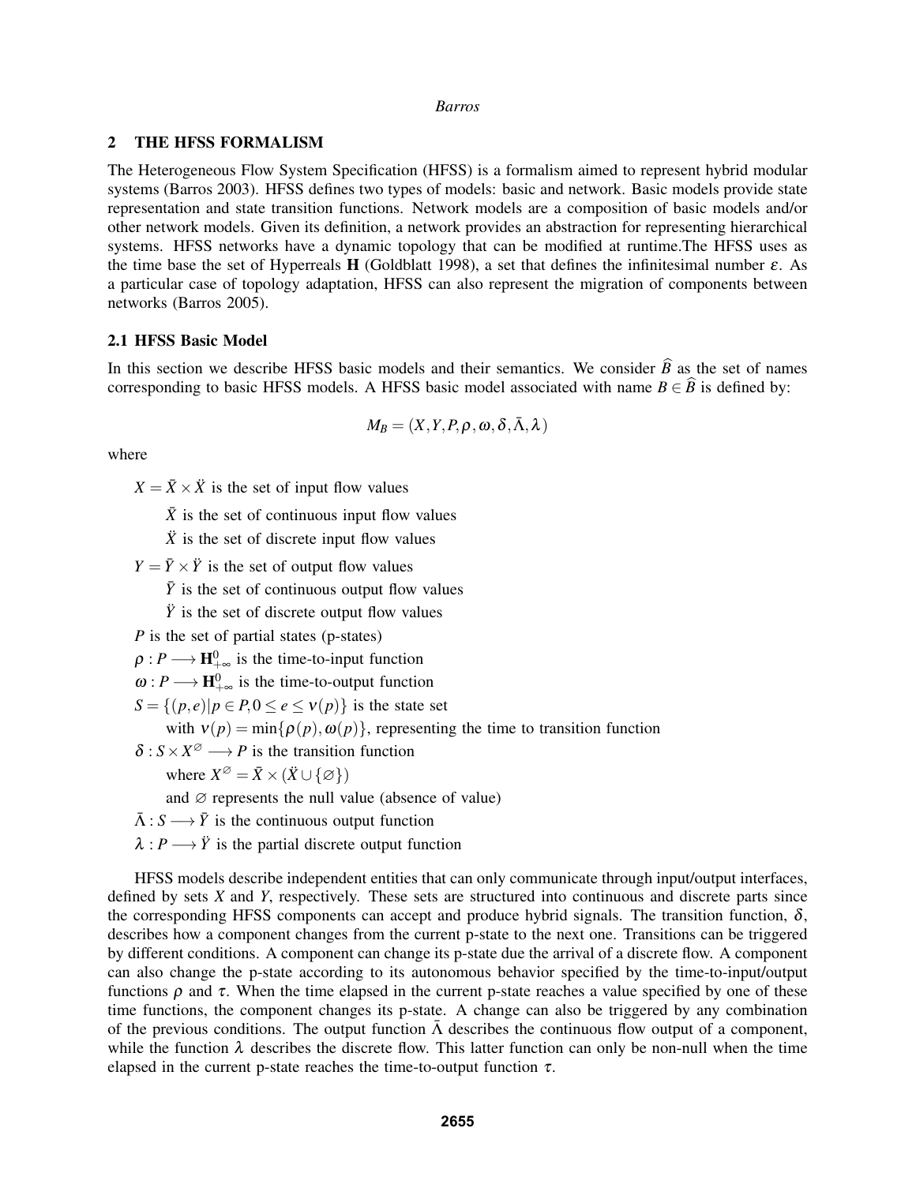## 2 THE HFSS FORMALISM

The Heterogeneous Flow System Specification (HFSS) is a formalism aimed to represent hybrid modular systems (Barros 2003). HFSS defines two types of models: basic and network. Basic models provide state representation and state transition functions. Network models are a composition of basic models and/or other network models. Given its definition, a network provides an abstraction for representing hierarchical systems. HFSS networks have a dynamic topology that can be modified at runtime.The HFSS uses as the time base the set of Hyperreals $\mathbf{H}$ (Goldblatt 1998), a set that defines the infinitesimal number $\varepsilon$. As a particular case of topology adaptation, HFSS can also represent the migration of components between networks (Barros 2005).

### 2.1 HFSS Basic Model

In this section we describe HFSS basic models and their semantics. We consider $\widehat{B}$ as the set of names corresponding to basic HFSS models. A HFSS basic model associated with name $B \in \widehat{B}$ is defined by:

$$M_B = (X, Y, P, \rho, \omega, \delta, \bar{\Lambda}, \lambda)$$

where

- $X = \bar{X} \times \ddot{X}$ is the set of input flow values
  - $\bar{X}$ is the set of continuous input flow values
  - $\ddot{X}$ is the set of discrete input flow values
- $Y = \bar{Y} \times \ddot{Y}$ is the set of output flow values
  - $\bar{Y}$ is the set of continuous output flow values
  - $\ddot{Y}$ is the set of discrete output flow values
- $P$ is the set of partial states (p-states)
- $\rho : P \longrightarrow \mathbf{H}^0_{+\infty}$ is the time-to-input function
- $\omega : P \longrightarrow \mathbf{H}^0_{+\infty}$ is the time-to-output function
- $S = \{(p, e) | p \in P, 0 \leq e \leq \nu(p)\}$ is the state set
  - with $\nu(p) = \min\{\rho(p), \omega(p)\}$, representing the time to transition function
- $\delta : S \times X^{\varnothing} \longrightarrow P$ is the transition function
  - where $X^{\varnothing} = \bar{X} \times (\ddot{X} \cup \{\varnothing\})$
  - and $\varnothing$ represents the null value (absence of value)
- $\bar{\Lambda} : S \longrightarrow \bar{Y}$ is the continuous output function
- $\lambda : P \longrightarrow \ddot{Y}$ is the partial discrete output function

HFSS models describe independent entities that can only communicate through input/output interfaces, defined by sets $X$ and $Y$, respectively. These sets are structured into continuous and discrete parts since the corresponding HFSS components can accept and produce hybrid signals. The transition function, $\delta$, describes how a component changes from the current p-state to the next one. Transitions can be triggered by different conditions. A component can change its p-state due the arrival of a discrete flow. A component can also change the p-state according to its autonomous behavior specified by the time-to-input/output functions $\rho$ and $\tau$. When the time elapsed in the current p-state reaches a value specified by one of these time functions, the component changes its p-state. A change can also be triggered by any combination of the previous conditions. The output function $\bar{\Lambda}$ describes the continuous flow output of a component, while the function $\lambda$ describes the discrete flow. This latter function can only be non-null when the time elapsed in the current p-state reaches the time-to-output function $\tau$.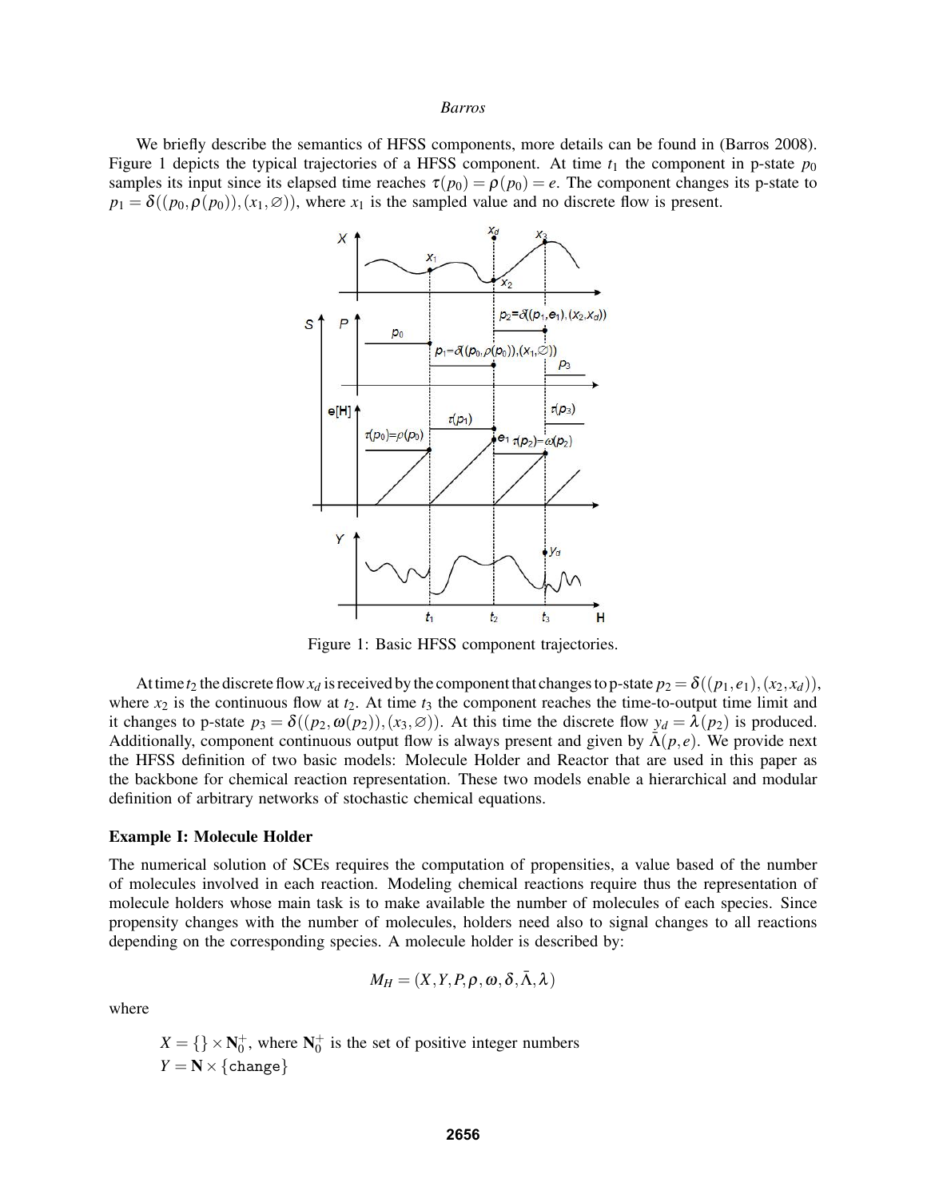We briefly describe the semantics of HFSS components, more details can be found in (Barros 2008). Figure 1 depicts the typical trajectories of a HFSS component. At time $t_1$ the component in p-state $p_0$ samples its input since its elapsed time reaches $\tau(p_0) = \rho(p_0) = e$. The component changes its p-state to $p_1 = \delta((p_0, \rho(p_0)), (x_1, \varnothing))$, where $x_1$ is the sampled value and no discrete flow is present.

Figure 1: Basic HFSS component trajectories.

At time $t_2$ the discrete flow $x_d$ is received by the component that changes to p-state $p_2 = \delta((p_1, e_1), (x_2, x_d))$, where $x_2$ is the continuous flow at $t_2$. At time $t_3$ the component reaches the time-to-output time limit and it changes to p-state $p_3 = \delta((p_2, \omega(p_2)), (x_3, \varnothing))$. At this time the discrete flow $y_d = \lambda(p_2)$ is produced. Additionally, component continuous output flow is always present and given by $\bar{\Lambda}(p, e)$. We provide next the HFSS definition of two basic models: Molecule Holder and Reactor that are used in this paper as the backbone for chemical reaction representation. These two models enable a hierarchical and modular definition of arbitrary networks of stochastic chemical equations.

### Example I: Molecule Holder

The numerical solution of SCEs requires the computation of propensities, a value based of the number of molecules involved in each reaction. Modeling chemical reactions require thus the representation of molecule holders whose main task is to make available the number of molecules of each species. Since propensity changes with the number of molecules, holders need also to signal changes to all reactions depending on the corresponding species. A molecule holder is described by:

$$M_H = (X, Y, P, \rho, \omega, \delta, \bar{\Lambda}, \lambda)$$

where

$X = \{\} \times \mathbf{N}_0^+$, where $\mathbf{N}_0^+$ is the set of positive integer numbers
$Y = \mathbf{N} \times \{\texttt{change}\}$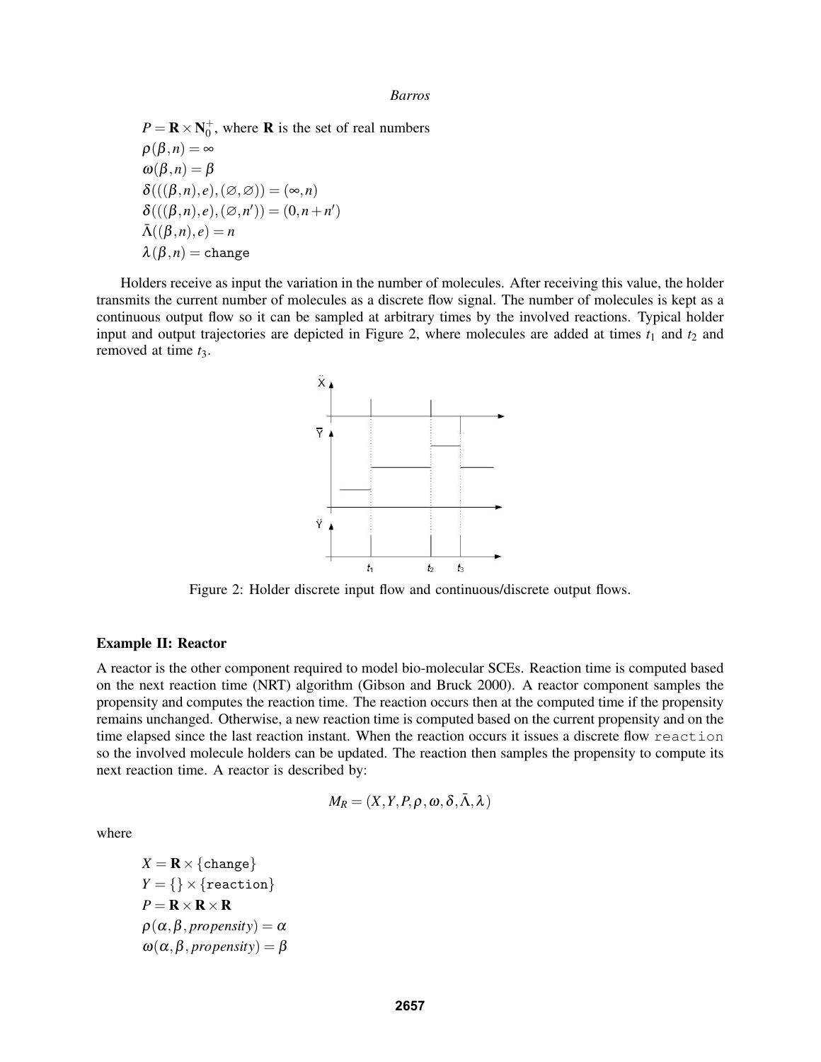$P = \mathbf{R} \times \mathbf{N}_0^+$, where $\mathbf{R}$ is the set of real numbers
$\rho(\beta, n) = \infty$
$\omega(\beta, n) = \beta$
$\delta(((\beta, n), e), (\varnothing, \varnothing)) = (\infty, n)$
$\delta(((\beta, n), e), (\varnothing, n')) = (0, n + n')$
$\bar{\Lambda}((\beta, n), e) = n$
$\lambda(\beta, n) = \texttt{change}$

Holders receive as input the variation in the number of molecules. After receiving this value, the holder transmits the current number of molecules as a discrete flow signal. The number of molecules is kept as a continuous output flow so it can be sampled at arbitrary times by the involved reactions. Typical holder input and output trajectories are depicted in Figure 2, where molecules are added at times $t_1$ and $t_2$ and removed at time $t_3$.

Figure 2: Holder discrete input flow and continuous/discrete output flows.

### Example II: Reactor

A reactor is the other component required to model bio-molecular SCEs. Reaction time is computed based on the next reaction time (NRT) algorithm (Gibson and Bruck 2000). A reactor component samples the propensity and computes the reaction time. The reaction occurs then at the computed time if the propensity remains unchanged. Otherwise, a new reaction time is computed based on the current propensity and on the time elapsed since the last reaction instant. When the reaction occurs it issues a discrete flow `reaction` so the involved molecule holders can be updated. The reaction then samples the propensity to compute its next reaction time. A reactor is described by:

$$M_R = (X, Y, P, \rho, \omega, \delta, \bar{\Lambda}, \lambda)$$

where

$X = \mathbf{R} \times \{\texttt{change}\}$
$Y = \{\} \times \{\texttt{reaction}\}$
$P = \mathbf{R} \times \mathbf{R} \times \mathbf{R}$
$\rho(\alpha, \beta, propensity) = \alpha$
$\omega(\alpha, \beta, propensity) = \beta$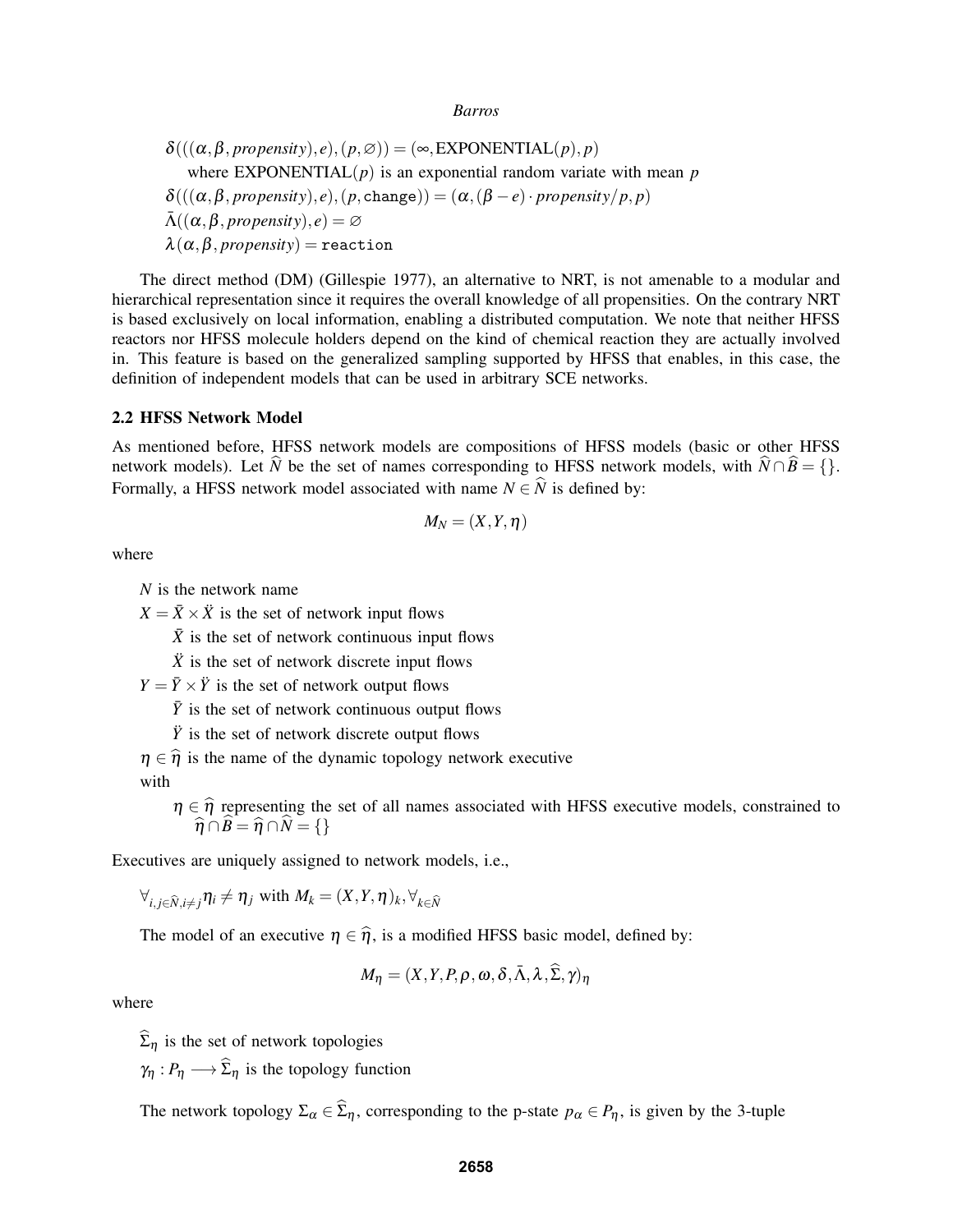$\delta(((\alpha,\beta,propensity),e),(p,\varnothing)) = (\infty, \text{EXPONENTIAL}(p), p)$

where $\text{EXPONENTIAL}(p)$ is an exponential random variate with mean $p$

$\delta(((\alpha,\beta,propensity),e),(p,\texttt{change})) = (\alpha,(\beta - e)\cdot propensity/p, p)$

$\bar{\Lambda}((\alpha,\beta,propensity),e) = \varnothing$

$\lambda(\alpha,\beta,propensity) = \texttt{reaction}$

The direct method (DM) (Gillespie 1977), an alternative to NRT, is not amenable to a modular and hierarchical representation since it requires the overall knowledge of all propensities. On the contrary NRT is based exclusively on local information, enabling a distributed computation. We note that neither HFSS reactors nor HFSS molecule holders depend on the kind of chemical reaction they are actually involved in. This feature is based on the generalized sampling supported by HFSS that enables, in this case, the definition of independent models that can be used in arbitrary SCE networks.

### 2.2 HFSS Network Model

As mentioned before, HFSS network models are compositions of HFSS models (basic or other HFSS network models). Let $\widehat{N}$ be the set of names corresponding to HFSS network models, with $\widehat{N} \cap \widehat{B} = \{\}$. Formally, a HFSS network model associated with name $N \in \widehat{N}$ is defined by:

$$M_N = (X, Y, \eta)$$

where

$N$ is the network name

$X = \bar{X} \times \ddot{X}$ is the set of network input flows

$\bar{X}$ is the set of network continuous input flows

$\ddot{X}$ is the set of network discrete input flows

$Y = \bar{Y} \times \ddot{Y}$ is the set of network output flows

$\bar{Y}$ is the set of network continuous output flows

$\ddot{Y}$ is the set of network discrete output flows

$\eta \in \widehat{\eta}$ is the name of the dynamic topology network executive

with

$\eta \in \widehat{\eta}$ representing the set of all names associated with HFSS executive models, constrained to $\widehat{\eta} \cap \widehat{B} = \widehat{\eta} \cap \widehat{N} = \{\}$

Executives are uniquely assigned to network models, i.e.,

$$\forall_{i,j \in \widehat{N}, i \neq j} \eta_i \neq \eta_j \text{ with } M_k = (X, Y, \eta)_k, \forall_{k \in \widehat{N}}$$

The model of an executive $\eta \in \widehat{\eta}$, is a modified HFSS basic model, defined by:

$$M_\eta = (X, Y, P, \rho, \omega, \delta, \bar{\Lambda}, \lambda, \widehat{\Sigma}, \gamma)_\eta$$

where

$\widehat{\Sigma}_\eta$ is the set of network topologies

$\gamma_\eta : P_\eta \longrightarrow \widehat{\Sigma}_\eta$ is the topology function

The network topology $\Sigma_\alpha \in \widehat{\Sigma}_\eta$, corresponding to the p-state $p_\alpha \in P_\eta$, is given by the 3-tuple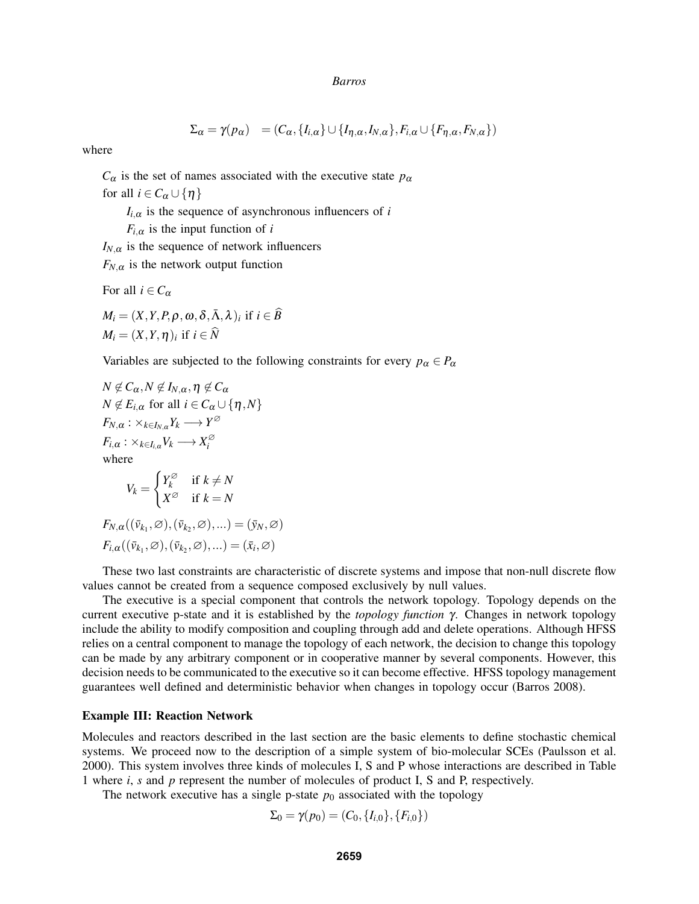$$\Sigma_\alpha = \gamma(p_\alpha) \quad = (C_\alpha, \{I_{i,\alpha}\} \cup \{I_{\eta,\alpha}, I_{N,\alpha}\}, F_{i,\alpha} \cup \{F_{\eta,\alpha}, F_{N,\alpha}\})$$

where

$C_\alpha$ is the set of names associated with the executive state $p_\alpha$

for all $i \in C_\alpha \cup \{\eta\}$

$I_{i,\alpha}$ is the sequence of asynchronous influencers of $i$

$F_{i,\alpha}$ is the input function of $i$

$I_{N,\alpha}$ is the sequence of network influencers

$F_{N,\alpha}$ is the network output function

For all $i \in C_\alpha$

$M_i = (X, Y, P, \rho, \omega, \delta, \bar{\Lambda}, \lambda)_i$ if $i \in \widehat{B}$

$M_i = (X, Y, \eta)_i$ if $i \in \widehat{N}$

Variables are subjected to the following constraints for every $p_\alpha \in P_\alpha$

$N \notin C_\alpha, N \notin I_{N,\alpha}, \eta \notin C_\alpha$

$N \notin E_{i,\alpha}$ for all $i \in C_\alpha \cup \{\eta, N\}$

$F_{N,\alpha} : \times_{k \in I_{N,\alpha}} Y_k \longrightarrow Y^{\varnothing}$

$F_{i,\alpha} : \times_{k \in I_{i,\alpha}} V_k \longrightarrow X_i^{\varnothing}$

where

$$V_k = \begin{cases} Y_k^{\varnothing} & \text{if } k \neq N \\ X^{\varnothing} & \text{if } k = N \end{cases}$$

$F_{N,\alpha}((\bar{v}_{k_1}, \varnothing), (\bar{v}_{k_2}, \varnothing), \ldots) = (\bar{y}_N, \varnothing)$

$F_{i,\alpha}((\bar{v}_{k_1}, \varnothing), (\bar{v}_{k_2}, \varnothing), \ldots) = (\bar{x}_i, \varnothing)$

These two last constraints are characteristic of discrete systems and impose that non-null discrete flow values cannot be created from a sequence composed exclusively by null values.

The executive is a special component that controls the network topology. Topology depends on the current executive p-state and it is established by the *topology function* $\gamma$. Changes in network topology include the ability to modify composition and coupling through add and delete operations. Although HFSS relies on a central component to manage the topology of each network, the decision to change this topology can be made by any arbitrary component or in cooperative manner by several components. However, this decision needs to be communicated to the executive so it can become effective. HFSS topology management guarantees well defined and deterministic behavior when changes in topology occur (Barros 2008).

**Example III: Reaction Network**

Molecules and reactors described in the last section are the basic elements to define stochastic chemical systems. We proceed now to the description of a simple system of bio-molecular SCEs (Paulsson et al. 2000). This system involves three kinds of molecules I, S and P whose interactions are described in Table 1 where *i*, *s* and *p* represent the number of molecules of product I, S and P, respectively.

The network executive has a single p-state $p_0$ associated with the topology

$$\Sigma_0 = \gamma(p_0) = (C_0, \{I_{i,0}\}, \{F_{i,0}\})$$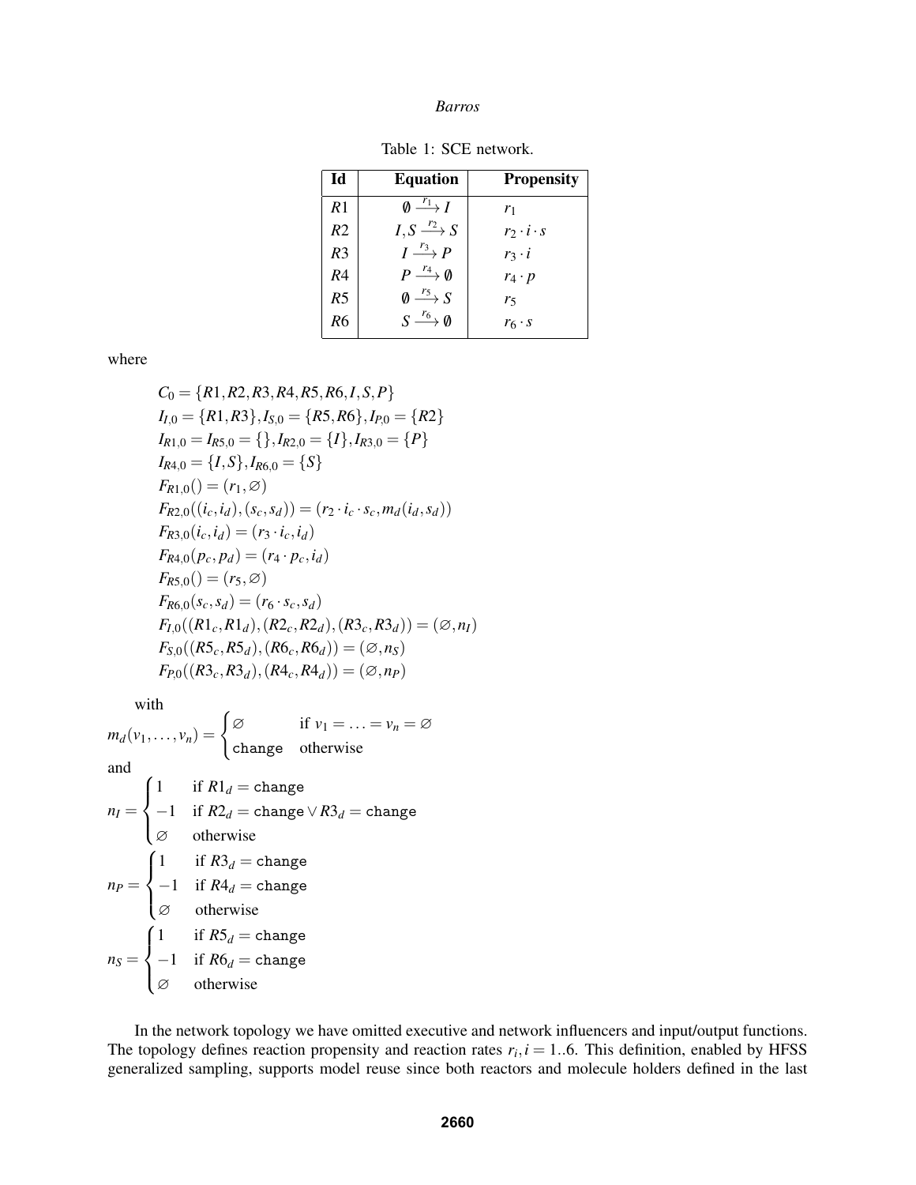Table 1: SCE network.

| Id | Equation | Propensity |
|---|---|---|
| $R1$ | $\emptyset \xrightarrow{r_1} I$ | $r_1$ |
| $R2$ | $I, S \xrightarrow{r_2} S$ | $r_2 \cdot i \cdot s$ |
| $R3$ | $I \xrightarrow{r_3} P$ | $r_3 \cdot i$ |
| $R4$ | $P \xrightarrow{r_4} \emptyset$ | $r_4 \cdot p$ |
| $R5$ | $\emptyset \xrightarrow{r_5} S$ | $r_5$ |
| $R6$ | $S \xrightarrow{r_6} \emptyset$ | $r_6 \cdot s$ |

where

$$C_0 = \{R1, R2, R3, R4, R5, R6, I, S, P\}$$
$$I_{I,0} = \{R1, R3\}, I_{S,0} = \{R5, R6\}, I_{P,0} = \{R2\}$$
$$I_{R1,0} = I_{R5,0} = \{\}, I_{R2,0} = \{I\}, I_{R3,0} = \{P\}$$
$$I_{R4,0} = \{I, S\}, I_{R6,0} = \{S\}$$
$$F_{R1,0}() = (r_1, \varnothing)$$
$$F_{R2,0}((i_c, i_d), (s_c, s_d)) = (r_2 \cdot i_c \cdot s_c, m_d(i_d, s_d))$$
$$F_{R3,0}(i_c, i_d) = (r_3 \cdot i_c, i_d)$$
$$F_{R4,0}(p_c, p_d) = (r_4 \cdot p_c, i_d)$$
$$F_{R5,0}() = (r_5, \varnothing)$$
$$F_{R6,0}(s_c, s_d) = (r_6 \cdot s_c, s_d)$$
$$F_{I,0}((R1_c, R1_d), (R2_c, R2_d), (R3_c, R3_d)) = (\varnothing, n_I)$$
$$F_{S,0}((R5_c, R5_d), (R6_c, R6_d)) = (\varnothing, n_S)$$
$$F_{P,0}((R3_c, R3_d), (R4_c, R4_d)) = (\varnothing, n_P)$$

with

$$m_d(v_1, \ldots, v_n) = \begin{cases} \varnothing & \text{if } v_1 = \ldots = v_n = \varnothing \\ \texttt{change} & \text{otherwise} \end{cases}$$

and

$$n_I = \begin{cases} 1 & \text{if } R1_d = \texttt{change} \\ -1 & \text{if } R2_d = \texttt{change} \vee R3_d = \texttt{change} \\ \varnothing & \text{otherwise} \end{cases}$$

$$n_P = \begin{cases} 1 & \text{if } R3_d = \texttt{change} \\ -1 & \text{if } R4_d = \texttt{change} \\ \varnothing & \text{otherwise} \end{cases}$$

$$n_S = \begin{cases} 1 & \text{if } R5_d = \texttt{change} \\ -1 & \text{if } R6_d = \texttt{change} \\ \varnothing & \text{otherwise} \end{cases}$$

In the network topology we have omitted executive and network influencers and input/output functions. The topology defines reaction propensity and reaction rates $r_i, i = 1..6$. This definition, enabled by HFSS generalized sampling, supports model reuse since both reactors and molecule holders defined in the last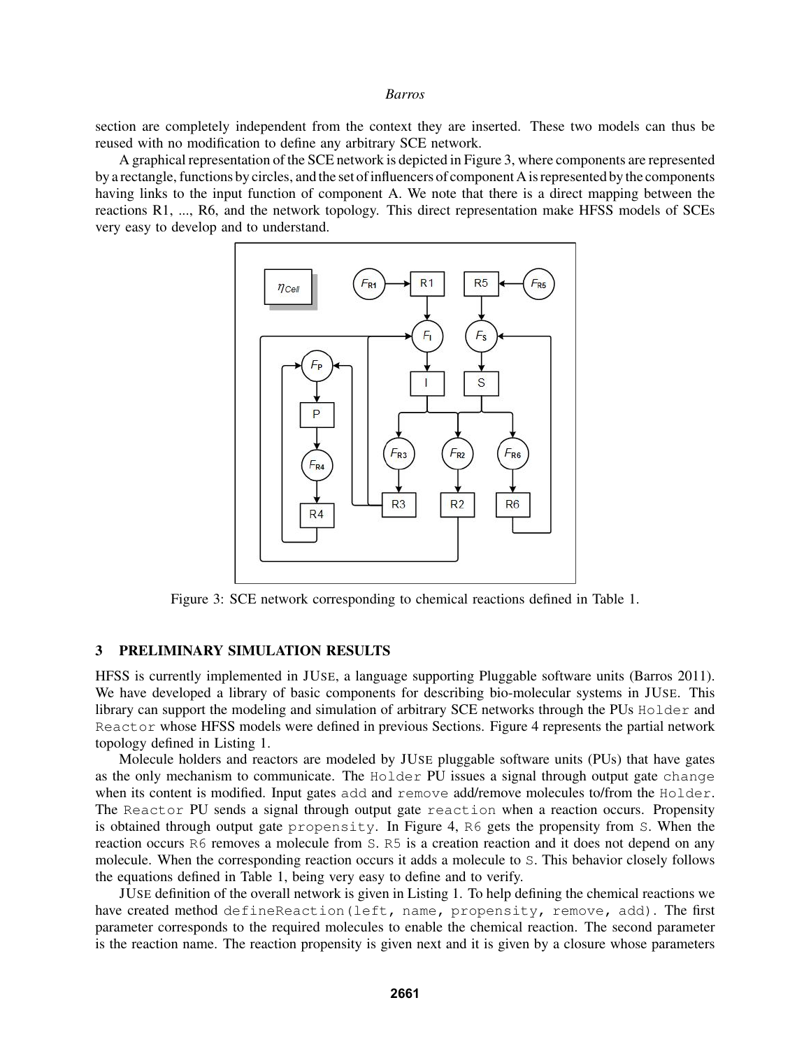section are completely independent from the context they are inserted. These two models can thus be reused with no modification to define any arbitrary SCE network.

A graphical representation of the SCE network is depicted in Figure 3, where components are represented by a rectangle, functions by circles, and the set of influencers of component A is represented by the components having links to the input function of component A. We note that there is a direct mapping between the reactions R1, ..., R6, and the network topology. This direct representation make HFSS models of SCEs very easy to develop and to understand.

Figure 3: SCE network corresponding to chemical reactions defined in Table 1.

## 3 PRELIMINARY SIMULATION RESULTS

HFSS is currently implemented in JUSE, a language supporting Pluggable software units (Barros 2011). We have developed a library of basic components for describing bio-molecular systems in JUSE. This library can support the modeling and simulation of arbitrary SCE networks through the PUs `Holder` and `Reactor` whose HFSS models were defined in previous Sections. Figure 4 represents the partial network topology defined in Listing 1.

Molecule holders and reactors are modeled by JUSE pluggable software units (PUs) that have gates as the only mechanism to communicate. The `Holder` PU issues a signal through output gate `change` when its content is modified. Input gates `add` and `remove` add/remove molecules to/from the `Holder`. The `Reactor` PU sends a signal through output gate `reaction` when a reaction occurs. Propensity is obtained through output gate `propensity`. In Figure 4, `R6` gets the propensity from `S`. When the reaction occurs `R6` removes a molecule from `S`. `R5` is a creation reaction and it does not depend on any molecule. When the corresponding reaction occurs it adds a molecule to `S`. This behavior closely follows the equations defined in Table 1, being very easy to define and to verify.

JUSE definition of the overall network is given in Listing 1. To help defining the chemical reactions we have created method `defineReaction(left, name, propensity, remove, add)`. The first parameter corresponds to the required molecules to enable the chemical reaction. The second parameter is the reaction name. The reaction propensity is given next and it is given by a closure whose parameters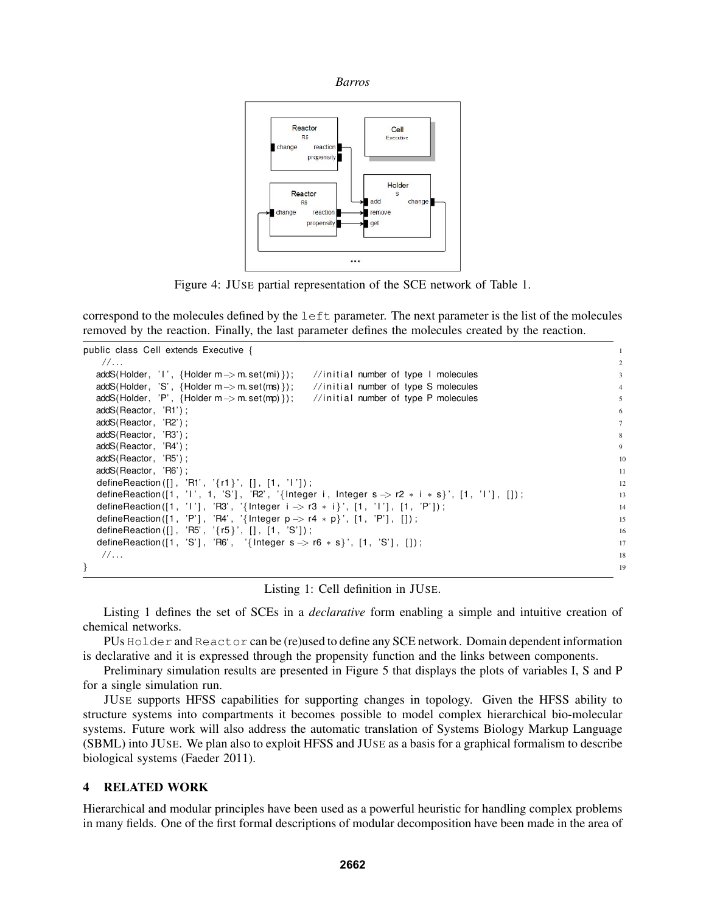Figure 4: JUSE partial representation of the SCE network of Table 1.

correspond to the molecules defined by the `left` parameter. The next parameter is the list of the molecules removed by the reaction. Finally, the last parameter defines the molecules created by the reaction.

```
public class Cell extends Executive {
   //...
   addS(Holder, 'I', {Holder m -> m.set(mi)});    //initial number of type I molecules
   addS(Holder, 'S', {Holder m -> m.set(ms)});    //initial number of type S molecules
   addS(Holder, 'P', {Holder m -> m.set(mp)});    //initial number of type P molecules
   addS(Reactor, 'R1');
   addS(Reactor, 'R2');
   addS(Reactor, 'R3');
   addS(Reactor, 'R4');
   addS(Reactor, 'R5');
   addS(Reactor, 'R6');
   defineReaction([], 'R1', '{r1}', [], [1, 'I']);
   defineReaction([1, 'I', 1, 'S'], 'R2', '{Integer i, Integer s -> r2 * i * s}', [1, 'I'], []);
   defineReaction([1, 'I'], 'R3', '{Integer i -> r3 * i}', [1, 'I'], [1, 'P']);
   defineReaction([1, 'P'], 'R4', '{Integer p -> r4 * p}', [1, 'P'], []);
   defineReaction([], 'R5', '{r5}', [], [1, 'S']);
   defineReaction([1, 'S'], 'R6',  '{Integer s -> r6 * s}', [1, 'S'], []);
   //...
}
```

Listing 1: Cell definition in JUSE.

Listing 1 defines the set of SCEs in a *declarative* form enabling a simple and intuitive creation of chemical networks.

PUs `Holder` and `Reactor` can be (re)used to define any SCE network. Domain dependent information is declarative and it is expressed through the propensity function and the links between components.

Preliminary simulation results are presented in Figure 5 that displays the plots of variables I, S and P for a single simulation run.

JUSE supports HFSS capabilities for supporting changes in topology. Given the HFSS ability to structure systems into compartments it becomes possible to model complex hierarchical bio-molecular systems. Future work will also address the automatic translation of Systems Biology Markup Language (SBML) into JUSE. We plan also to exploit HFSS and JUSE as a basis for a graphical formalism to describe biological systems (Faeder 2011).

## 4 RELATED WORK

Hierarchical and modular principles have been used as a powerful heuristic for handling complex problems in many fields. One of the first formal descriptions of modular decomposition have been made in the area of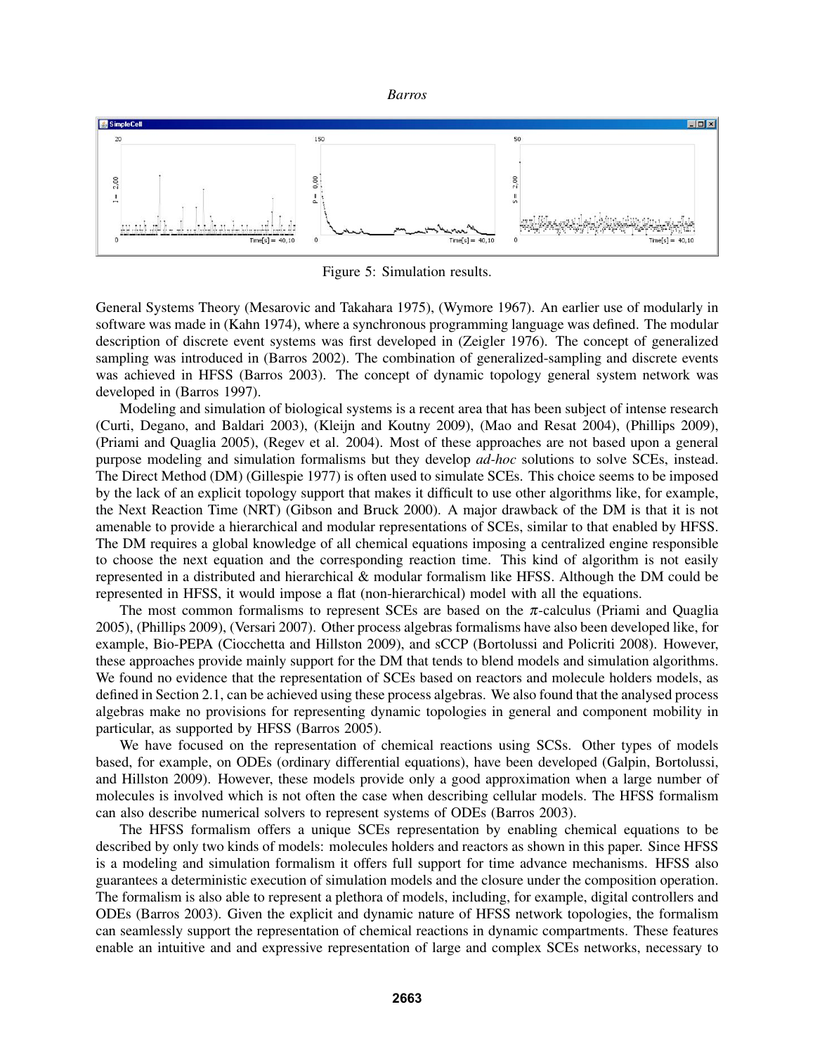Figure 5: Simulation results.

General Systems Theory (Mesarovic and Takahara 1975), (Wymore 1967). An earlier use of modularly in software was made in (Kahn 1974), where a synchronous programming language was defined. The modular description of discrete event systems was first developed in (Zeigler 1976). The concept of generalized sampling was introduced in (Barros 2002). The combination of generalized-sampling and discrete events was achieved in HFSS (Barros 2003). The concept of dynamic topology general system network was developed in (Barros 1997).

Modeling and simulation of biological systems is a recent area that has been subject of intense research (Curti, Degano, and Baldari 2003), (Kleijn and Koutny 2009), (Mao and Resat 2004), (Phillips 2009), (Priami and Quaglia 2005), (Regev et al. 2004). Most of these approaches are not based upon a general purpose modeling and simulation formalisms but they develop *ad-hoc* solutions to solve SCEs, instead. The Direct Method (DM) (Gillespie 1977) is often used to simulate SCEs. This choice seems to be imposed by the lack of an explicit topology support that makes it difficult to use other algorithms like, for example, the Next Reaction Time (NRT) (Gibson and Bruck 2000). A major drawback of the DM is that it is not amenable to provide a hierarchical and modular representations of SCEs, similar to that enabled by HFSS. The DM requires a global knowledge of all chemical equations imposing a centralized engine responsible to choose the next equation and the corresponding reaction time. This kind of algorithm is not easily represented in a distributed and hierarchical & modular formalism like HFSS. Although the DM could be represented in HFSS, it would impose a flat (non-hierarchical) model with all the equations.

The most common formalisms to represent SCEs are based on the $\pi$-calculus (Priami and Quaglia 2005), (Phillips 2009), (Versari 2007). Other process algebras formalisms have also been developed like, for example, Bio-PEPA (Ciocchetta and Hillston 2009), and sCCP (Bortolussi and Policriti 2008). However, these approaches provide mainly support for the DM that tends to blend models and simulation algorithms. We found no evidence that the representation of SCEs based on reactors and molecule holders models, as defined in Section 2.1, can be achieved using these process algebras. We also found that the analysed process algebras make no provisions for representing dynamic topologies in general and component mobility in particular, as supported by HFSS (Barros 2005).

We have focused on the representation of chemical reactions using SCSs. Other types of models based, for example, on ODEs (ordinary differential equations), have been developed (Galpin, Bortolussi, and Hillston 2009). However, these models provide only a good approximation when a large number of molecules is involved which is not often the case when describing cellular models. The HFSS formalism can also describe numerical solvers to represent systems of ODEs (Barros 2003).

The HFSS formalism offers a unique SCEs representation by enabling chemical equations to be described by only two kinds of models: molecules holders and reactors as shown in this paper. Since HFSS is a modeling and simulation formalism it offers full support for time advance mechanisms. HFSS also guarantees a deterministic execution of simulation models and the closure under the composition operation. The formalism is also able to represent a plethora of models, including, for example, digital controllers and ODEs (Barros 2003). Given the explicit and dynamic nature of HFSS network topologies, the formalism can seamlessly support the representation of chemical reactions in dynamic compartments. These features enable an intuitive and and expressive representation of large and complex SCEs networks, necessary to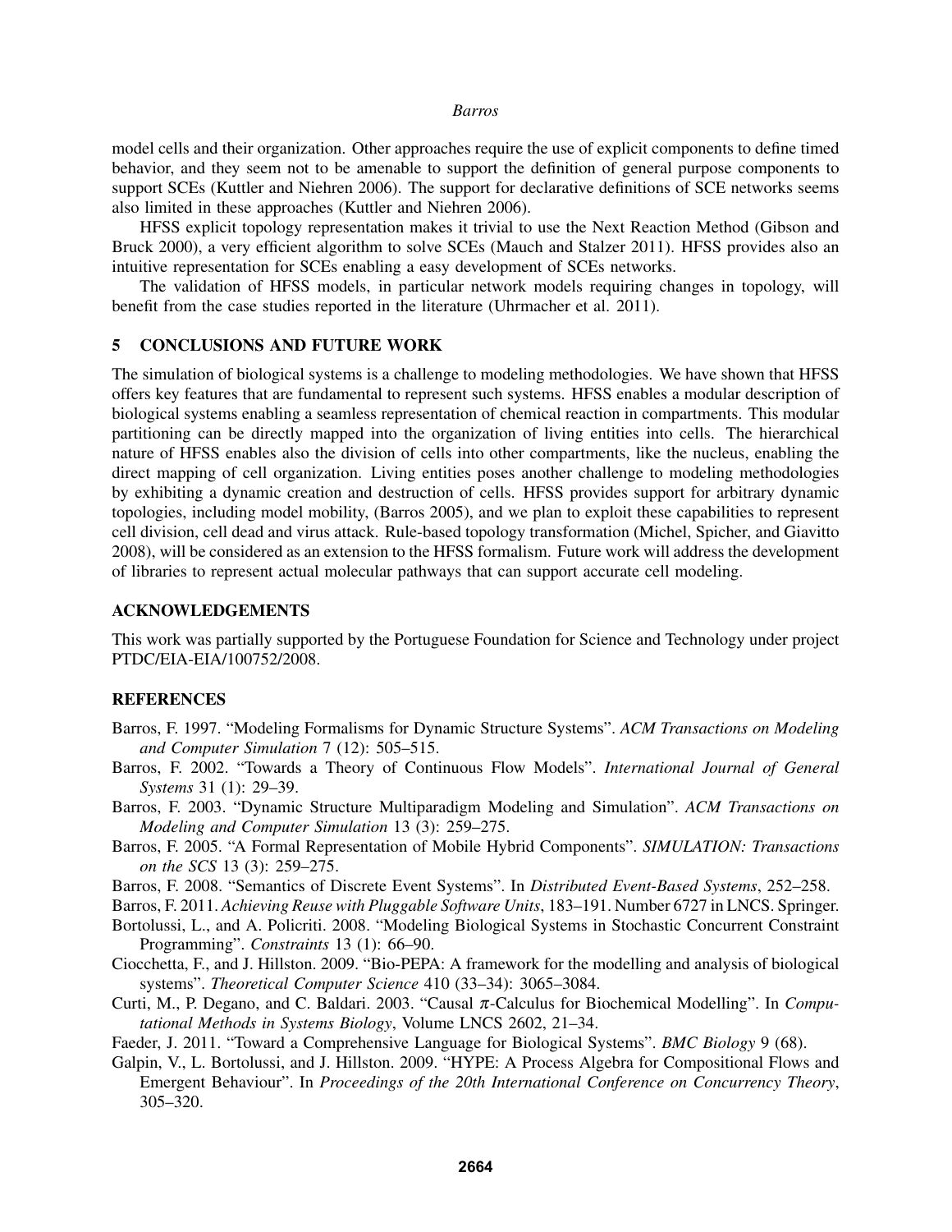model cells and their organization. Other approaches require the use of explicit components to define timed behavior, and they seem not to be amenable to support the definition of general purpose components to support SCEs (Kuttler and Niehren 2006). The support for declarative definitions of SCE networks seems also limited in these approaches (Kuttler and Niehren 2006).

HFSS explicit topology representation makes it trivial to use the Next Reaction Method (Gibson and Bruck 2000), a very efficient algorithm to solve SCEs (Mauch and Stalzer 2011). HFSS provides also an intuitive representation for SCEs enabling a easy development of SCEs networks.

The validation of HFSS models, in particular network models requiring changes in topology, will benefit from the case studies reported in the literature (Uhrmacher et al. 2011).

## 5 CONCLUSIONS AND FUTURE WORK

The simulation of biological systems is a challenge to modeling methodologies. We have shown that HFSS offers key features that are fundamental to represent such systems. HFSS enables a modular description of biological systems enabling a seamless representation of chemical reaction in compartments. This modular partitioning can be directly mapped into the organization of living entities into cells. The hierarchical nature of HFSS enables also the division of cells into other compartments, like the nucleus, enabling the direct mapping of cell organization. Living entities poses another challenge to modeling methodologies by exhibiting a dynamic creation and destruction of cells. HFSS provides support for arbitrary dynamic topologies, including model mobility, (Barros 2005), and we plan to exploit these capabilities to represent cell division, cell dead and virus attack. Rule-based topology transformation (Michel, Spicher, and Giavitto 2008), will be considered as an extension to the HFSS formalism. Future work will address the development of libraries to represent actual molecular pathways that can support accurate cell modeling.

## ACKNOWLEDGEMENTS

This work was partially supported by the Portuguese Foundation for Science and Technology under project PTDC/EIA-EIA/100752/2008.

## REFERENCES

Barros, F. 1997. "Modeling Formalisms for Dynamic Structure Systems". *ACM Transactions on Modeling and Computer Simulation* 7 (12): 505–515.

Barros, F. 2002. "Towards a Theory of Continuous Flow Models". *International Journal of General Systems* 31 (1): 29–39.

Barros, F. 2003. "Dynamic Structure Multiparadigm Modeling and Simulation". *ACM Transactions on Modeling and Computer Simulation* 13 (3): 259–275.

Barros, F. 2005. "A Formal Representation of Mobile Hybrid Components". *SIMULATION: Transactions on the SCS* 13 (3): 259–275.

Barros, F. 2008. "Semantics of Discrete Event Systems". In *Distributed Event-Based Systems*, 252–258.

Barros, F. 2011. *Achieving Reuse with Pluggable Software Units*, 183–191. Number 6727 in LNCS. Springer.

Bortolussi, L., and A. Policriti. 2008. "Modeling Biological Systems in Stochastic Concurrent Constraint Programming". *Constraints* 13 (1): 66–90.

Ciocchetta, F., and J. Hillston. 2009. "Bio-PEPA: A framework for the modelling and analysis of biological systems". *Theoretical Computer Science* 410 (33–34): 3065–3084.

Curti, M., P. Degano, and C. Baldari. 2003. "Causal $\pi$-Calculus for Biochemical Modelling". In *Computational Methods in Systems Biology*, Volume LNCS 2602, 21–34.

Faeder, J. 2011. "Toward a Comprehensive Language for Biological Systems". *BMC Biology* 9 (68).

Galpin, V., L. Bortolussi, and J. Hillston. 2009. "HYPE: A Process Algebra for Compositional Flows and Emergent Behaviour". In *Proceedings of the 20th International Conference on Concurrency Theory*, 305–320.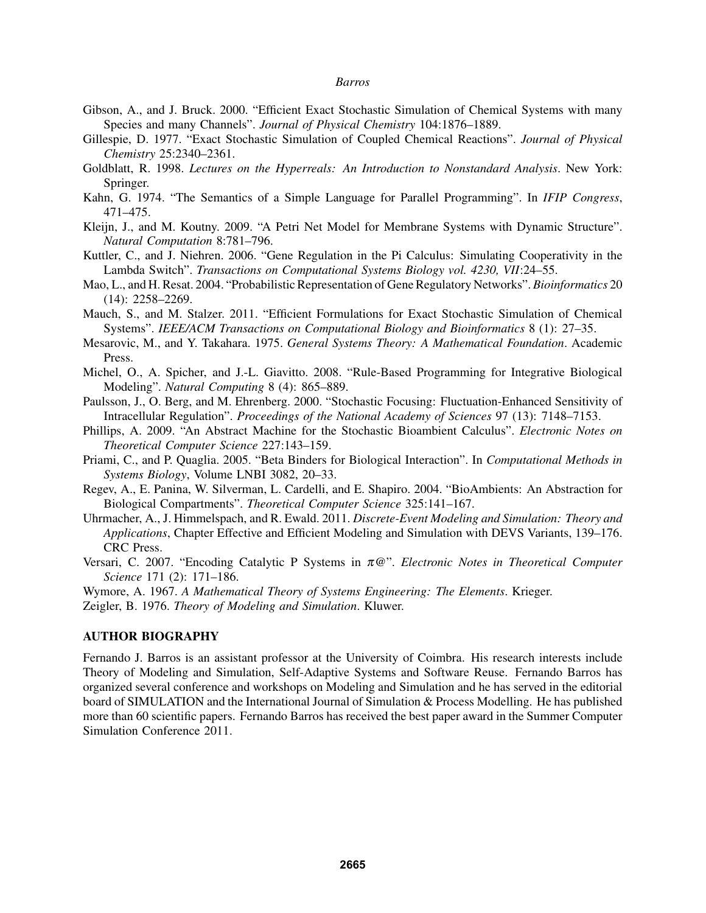Gibson, A., and J. Bruck. 2000. "Efficient Exact Stochastic Simulation of Chemical Systems with many Species and many Channels". *Journal of Physical Chemistry* 104:1876–1889.

Gillespie, D. 1977. "Exact Stochastic Simulation of Coupled Chemical Reactions". *Journal of Physical Chemistry* 25:2340–2361.

Goldblatt, R. 1998. *Lectures on the Hyperreals: An Introduction to Nonstandard Analysis*. New York: Springer.

Kahn, G. 1974. "The Semantics of a Simple Language for Parallel Programming". In *IFIP Congress*, 471–475.

Kleijn, J., and M. Koutny. 2009. "A Petri Net Model for Membrane Systems with Dynamic Structure". *Natural Computation* 8:781–796.

Kuttler, C., and J. Niehren. 2006. "Gene Regulation in the Pi Calculus: Simulating Cooperativity in the Lambda Switch". *Transactions on Computational Systems Biology vol. 4230, VII*:24–55.

Mao, L., and H. Resat. 2004. "Probabilistic Representation of Gene Regulatory Networks". *Bioinformatics* 20 (14): 2258–2269.

Mauch, S., and M. Stalzer. 2011. "Efficient Formulations for Exact Stochastic Simulation of Chemical Systems". *IEEE/ACM Transactions on Computational Biology and Bioinformatics* 8 (1): 27–35.

Mesarovic, M., and Y. Takahara. 1975. *General Systems Theory: A Mathematical Foundation*. Academic Press.

Michel, O., A. Spicher, and J.-L. Giavitto. 2008. "Rule-Based Programming for Integrative Biological Modeling". *Natural Computing* 8 (4): 865–889.

Paulsson, J., O. Berg, and M. Ehrenberg. 2000. "Stochastic Focusing: Fluctuation-Enhanced Sensitivity of Intracellular Regulation". *Proceedings of the National Academy of Sciences* 97 (13): 7148–7153.

Phillips, A. 2009. "An Abstract Machine for the Stochastic Bioambient Calculus". *Electronic Notes on Theoretical Computer Science* 227:143–159.

Priami, C., and P. Quaglia. 2005. "Beta Binders for Biological Interaction". In *Computational Methods in Systems Biology*, Volume LNBI 3082, 20–33.

Regev, A., E. Panina, W. Silverman, L. Cardelli, and E. Shapiro. 2004. "BioAmbients: An Abstraction for Biological Compartments". *Theoretical Computer Science* 325:141–167.

Uhrmacher, A., J. Himmelspach, and R. Ewald. 2011. *Discrete-Event Modeling and Simulation: Theory and Applications*, Chapter Effective and Efficient Modeling and Simulation with DEVS Variants, 139–176. CRC Press.

Versari, C. 2007. "Encoding Catalytic P Systems in $\pi$@". *Electronic Notes in Theoretical Computer Science* 171 (2): 171–186.

Wymore, A. 1967. *A Mathematical Theory of Systems Engineering: The Elements*. Krieger.

Zeigler, B. 1976. *Theory of Modeling and Simulation*. Kluwer.

## AUTHOR BIOGRAPHY

Fernando J. Barros is an assistant professor at the University of Coimbra. His research interests include Theory of Modeling and Simulation, Self-Adaptive Systems and Software Reuse. Fernando Barros has organized several conference and workshops on Modeling and Simulation and he has served in the editorial board of SIMULATION and the International Journal of Simulation & Process Modelling. He has published more than 60 scientific papers. Fernando Barros has received the best paper award in the Summer Computer Simulation Conference 2011.